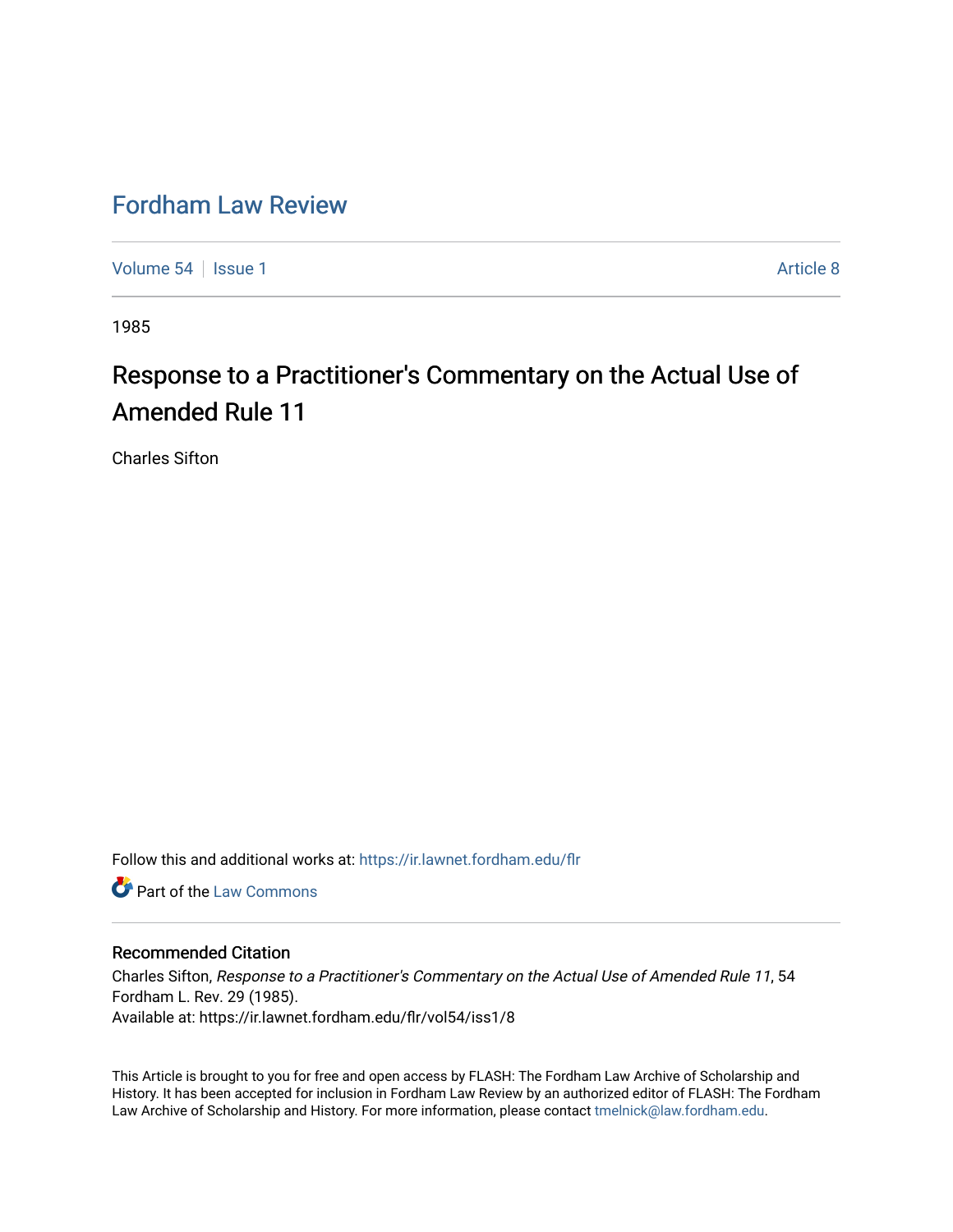# Fordham Law Review

Volume 54 | Issue 1 | Article 8

1985

## Response to a Practitioner's Commentary on the Actual Use of Amended Rule 11

Charles Sifton

Follow this and additional works at: https://ir.lawnet.fordham.edu/flr

Part of the Law Commons

### Recommended Citation

Charles Sifton, *Response to a Practitioner's Commentary on the Actual Use of Amended Rule 11*, 54 Fordham L. Rev. 29 (1985).
Available at: https://ir.lawnet.fordham.edu/flr/vol54/iss1/8

This Article is brought to you for free and open access by FLASH: The Fordham Law Archive of Scholarship and History. It has been accepted for inclusion in Fordham Law Review by an authorized editor of FLASH: The Fordham Law Archive of Scholarship and History. For more information, please contact tmelnick@law.fordham.edu.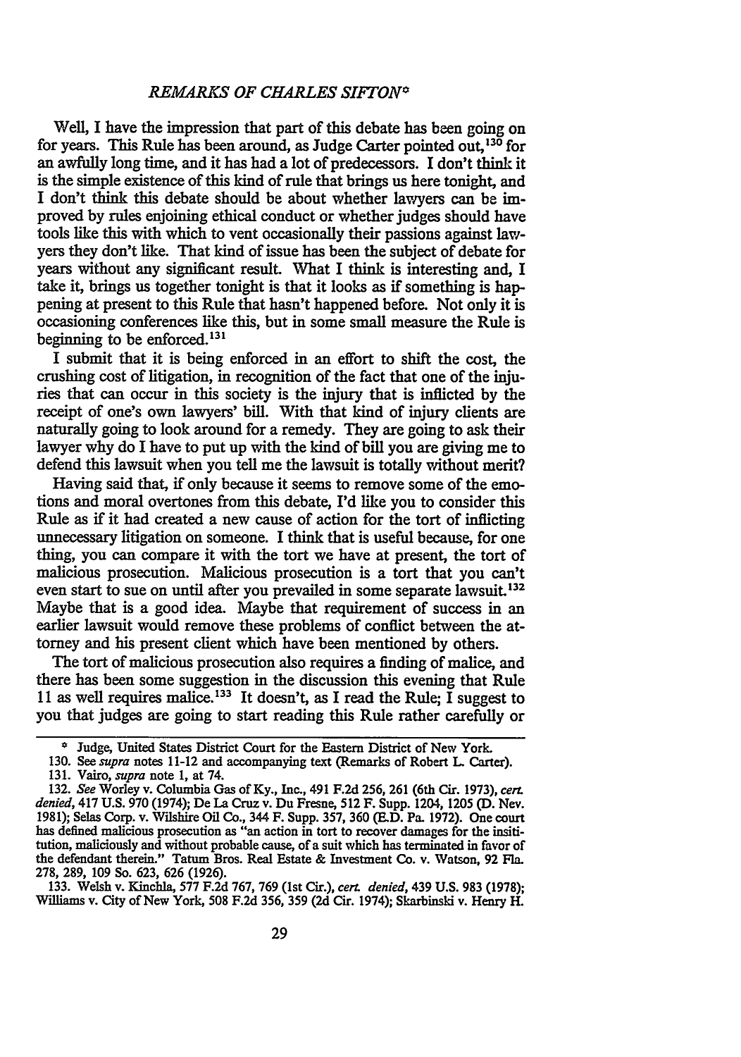## *REMARKS OF CHARLES SIFTON*[*]

Well, I have the impression that part of this debate has been going on for years. This Rule has been around, as Judge Carter pointed out,[130] for an awfully long time, and it has had a lot of predecessors. I don't think it is the simple existence of this kind of rule that brings us here tonight, and I don't think this debate should be about whether lawyers can be improved by rules enjoining ethical conduct or whether judges should have tools like this with which to vent occasionally their passions against lawyers they don't like. That kind of issue has been the subject of debate for years without any significant result. What I think is interesting and, I take it, brings us together tonight is that it looks as if something is happening at present to this Rule that hasn't happened before. Not only it is occasioning conferences like this, but in some small measure the Rule is beginning to be enforced.[131]

I submit that it is being enforced in an effort to shift the cost, the crushing cost of litigation, in recognition of the fact that one of the injuries that can occur in this society is the injury that is inflicted by the receipt of one's own lawyers' bill. With that kind of injury clients are naturally going to look around for a remedy. They are going to ask their lawyer why do I have to put up with the kind of bill you are giving me to defend this lawsuit when you tell me the lawsuit is totally without merit?

Having said that, if only because it seems to remove some of the emotions and moral overtones from this debate, I'd like you to consider this Rule as if it had created a new cause of action for the tort of inflicting unnecessary litigation on someone. I think that is useful because, for one thing, you can compare it with the tort we have at present, the tort of malicious prosecution. Malicious prosecution is a tort that you can't even start to sue on until after you prevailed in some separate lawsuit.[132] Maybe that is a good idea. Maybe that requirement of success in an earlier lawsuit would remove these problems of conflict between the attorney and his present client which have been mentioned by others.

The tort of malicious prosecution also requires a finding of malice, and there has been some suggestion in the discussion this evening that Rule 11 as well requires malice.[133] It doesn't, as I read the Rule; I suggest to you that judges are going to start reading this Rule rather carefully or

---

[*] Judge, United States District Court for the Eastern District of New York.

130. See *supra* notes 11-12 and accompanying text (Remarks of Robert L. Carter).

131. Vairo, *supra* note 1, at 74.

132. *See* Worley v. Columbia Gas of Ky., Inc., 491 F.2d 256, 261 (6th Cir. 1973), *cert. denied*, 417 U.S. 970 (1974); De La Cruz v. Du Fresne, 512 F. Supp. 1204, 1205 (D. Nev. 1981); Selas Corp. v. Wilshire Oil Co., 344 F. Supp. 357, 360 (E.D. Pa. 1972). One court has defined malicious prosecution as "an action in tort to recover damages for the insititution, maliciously and without probable cause, of a suit which has terminated in favor of the defendant therein." Tatum Bros. Real Estate & Investment Co. v. Watson, 92 Fla. 278, 289, 109 So. 623, 626 (1926).

133. Welsh v. Kinchla, 577 F.2d 767, 769 (1st Cir.), *cert. denied*, 439 U.S. 983 (1978); Williams v. City of New York, 508 F.2d 356, 359 (2d Cir. 1974); Skarbinski v. Henry H.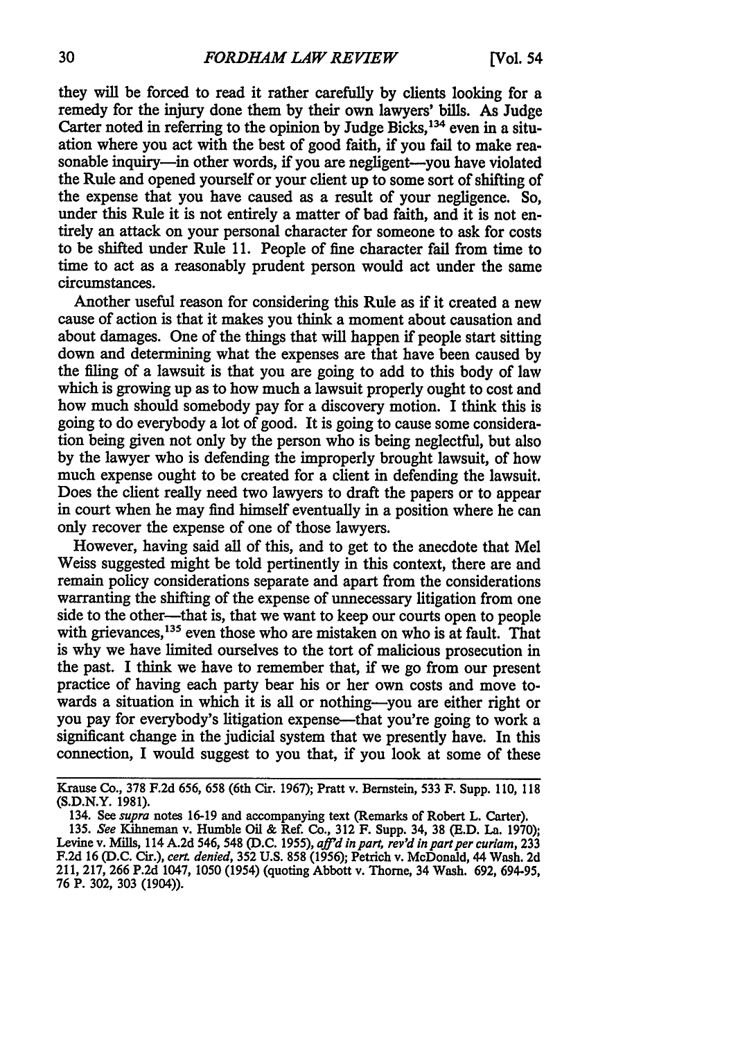they will be forced to read it rather carefully by clients looking for a remedy for the injury done them by their own lawyers' bills. As Judge Carter noted in referring to the opinion by Judge Bicks,[134] even in a situation where you act with the best of good faith, if you fail to make reasonable inquiry—in other words, if you are negligent—you have violated the Rule and opened yourself or your client up to some sort of shifting of the expense that you have caused as a result of your negligence. So, under this Rule it is not entirely a matter of bad faith, and it is not entirely an attack on your personal character for someone to ask for costs to be shifted under Rule 11. People of fine character fail from time to time to act as a reasonably prudent person would act under the same circumstances.

Another useful reason for considering this Rule as if it created a new cause of action is that it makes you think a moment about causation and about damages. One of the things that will happen if people start sitting down and determining what the expenses are that have been caused by the filing of a lawsuit is that you are going to add to this body of law which is growing up as to how much a lawsuit properly ought to cost and how much should somebody pay for a discovery motion. I think this is going to do everybody a lot of good. It is going to cause some consideration being given not only by the person who is being neglectful, but also by the lawyer who is defending the improperly brought lawsuit, of how much expense ought to be created for a client in defending the lawsuit. Does the client really need two lawyers to draft the papers or to appear in court when he may find himself eventually in a position where he can only recover the expense of one of those lawyers.

However, having said all of this, and to get to the anecdote that Mel Weiss suggested might be told pertinently in this context, there are and remain policy considerations separate and apart from the considerations warranting the shifting of the expense of unnecessary litigation from one side to the other—that is, that we want to keep our courts open to people with grievances,[135] even those who are mistaken on who is at fault. That is why we have limited ourselves to the tort of malicious prosecution in the past. I think we have to remember that, if we go from our present practice of having each party bear his or her own costs and move towards a situation in which it is all or nothing—you are either right or you pay for everybody's litigation expense—that you're going to work a significant change in the judicial system that we presently have. In this connection, I would suggest to you that, if you look at some of these

---

Krause Co., 378 F.2d 656, 658 (6th Cir. 1967); Pratt v. Bernstein, 533 F. Supp. 110, 118 (S.D.N.Y. 1981).

134. See *supra* notes 16-19 and accompanying text (Remarks of Robert L. Carter).

135. *See* Kihneman v. Humble Oil & Ref. Co., 312 F. Supp. 34, 38 (E.D. La. 1970); Levine v. Mills, 114 A.2d 546, 548 (D.C. 1955), *aff'd in part, rev'd in part per curiam*, 233 F.2d 16 (D.C. Cir.), *cert. denied*, 352 U.S. 858 (1956); Petrich v. McDonald, 44 Wash. 2d 211, 217, 266 P.2d 1047, 1050 (1954) (quoting Abbott v. Thorne, 34 Wash. 692, 694-95, 76 P. 302, 303 (1904)).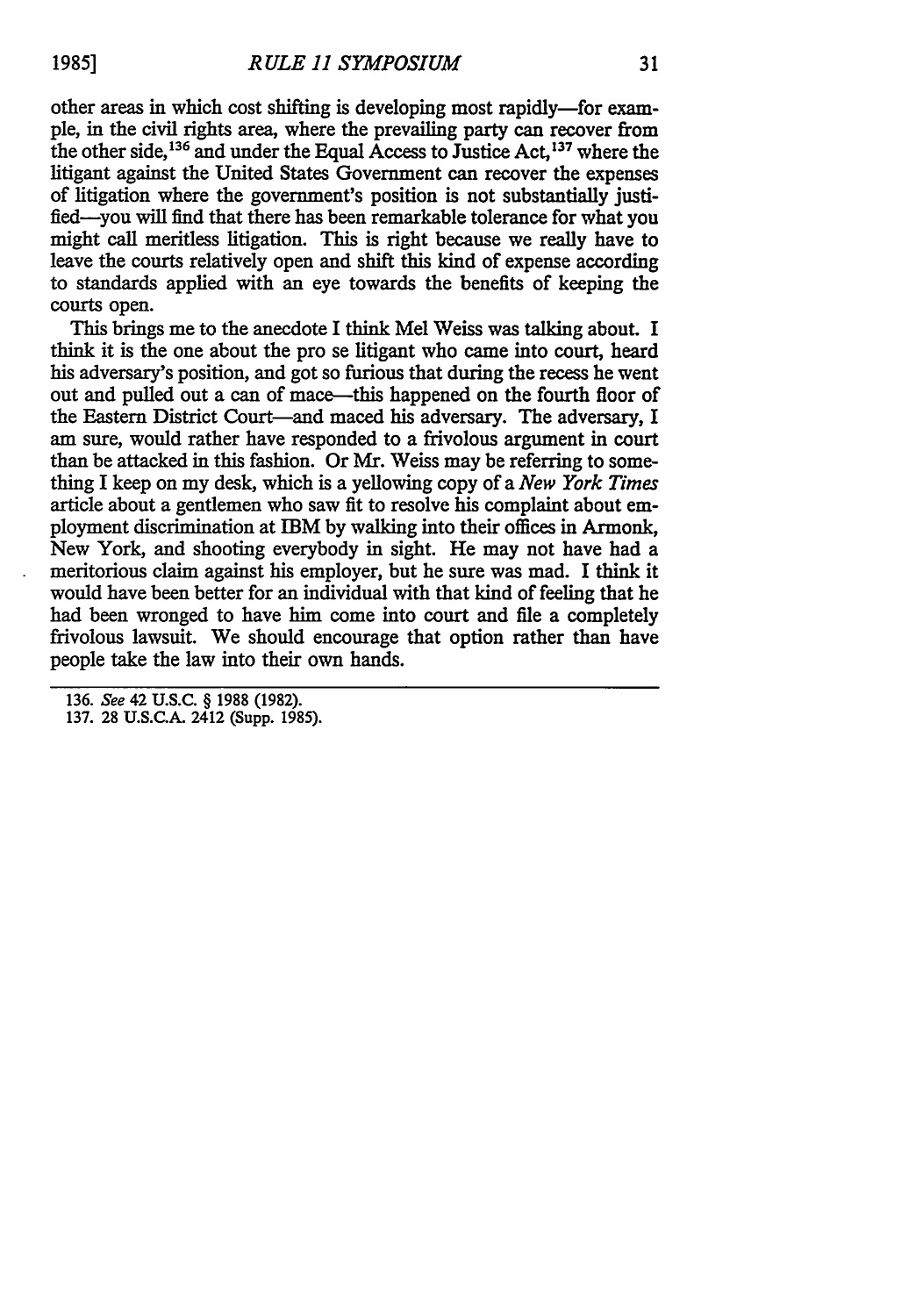other areas in which cost shifting is developing most rapidly—for example, in the civil rights area, where the prevailing party can recover from the other side,[136] and under the Equal Access to Justice Act,[137] where the litigant against the United States Government can recover the expenses of litigation where the government's position is not substantially justified—you will find that there has been remarkable tolerance for what you might call meritless litigation. This is right because we really have to leave the courts relatively open and shift this kind of expense according to standards applied with an eye towards the benefits of keeping the courts open.

This brings me to the anecdote I think Mel Weiss was talking about. I think it is the one about the pro se litigant who came into court, heard his adversary's position, and got so furious that during the recess he went out and pulled out a can of mace—this happened on the fourth floor of the Eastern District Court—and maced his adversary. The adversary, I am sure, would rather have responded to a frivolous argument in court than be attacked in this fashion. Or Mr. Weiss may be referring to something I keep on my desk, which is a yellowing copy of a *New York Times* article about a gentlemen who saw fit to resolve his complaint about employment discrimination at IBM by walking into their offices in Armonk, New York, and shooting everybody in sight. He may not have had a meritorious claim against his employer, but he sure was mad. I think it would have been better for an individual with that kind of feeling that he had been wronged to have him come into court and file a completely frivolous lawsuit. We should encourage that option rather than have people take the law into their own hands.

---

136. *See* 42 U.S.C. § 1988 (1982).

137. 28 U.S.C.A. 2412 (Supp. 1985).